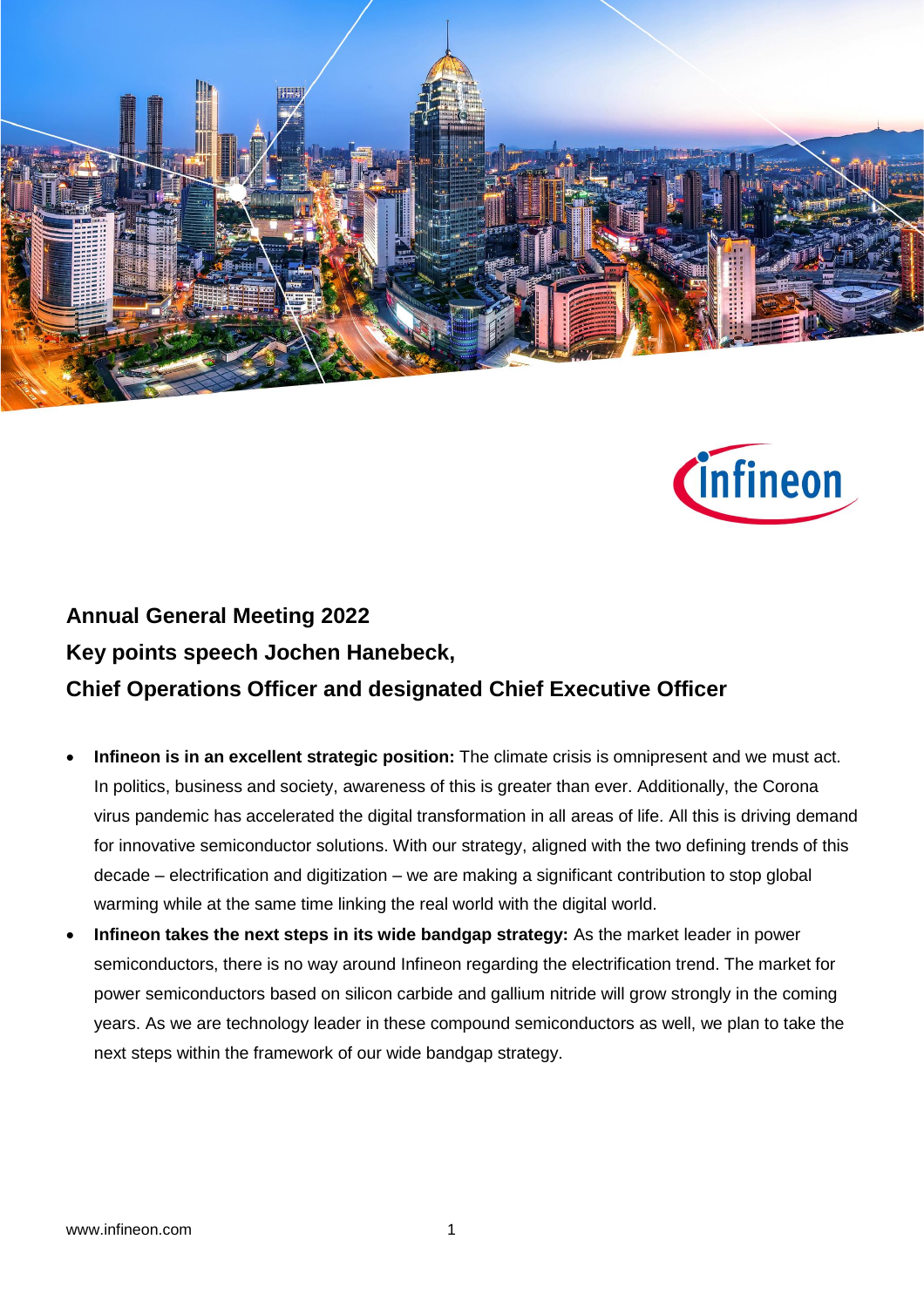# Annual General Meeting 2022

## Key points speech Jochen Hanebeck, Chief Operations Officer and designated Chief Executive Officer

- **Infineon is in an excellent strategic position:** The climate crisis is omnipresent and we must act. In politics, business and society, awareness of this is greater than ever. Additionally, the Corona virus pandemic has accelerated the digital transformation in all areas of life. All this is driving demand for innovative semiconductor solutions. With our strategy, aligned with the two defining trends of this decade – electrification and digitization – we are making a significant contribution to stop global warming while at the same time linking the real world with the digital world.
- **Infineon takes the next steps in its wide bandgap strategy:** As the market leader in power semiconductors, there is no way around Infineon regarding the electrification trend. The market for power semiconductors based on silicon carbide and gallium nitride will grow strongly in the coming years. As we are technology leader in these compound semiconductors as well, we plan to take the next steps within the framework of our wide bandgap strategy.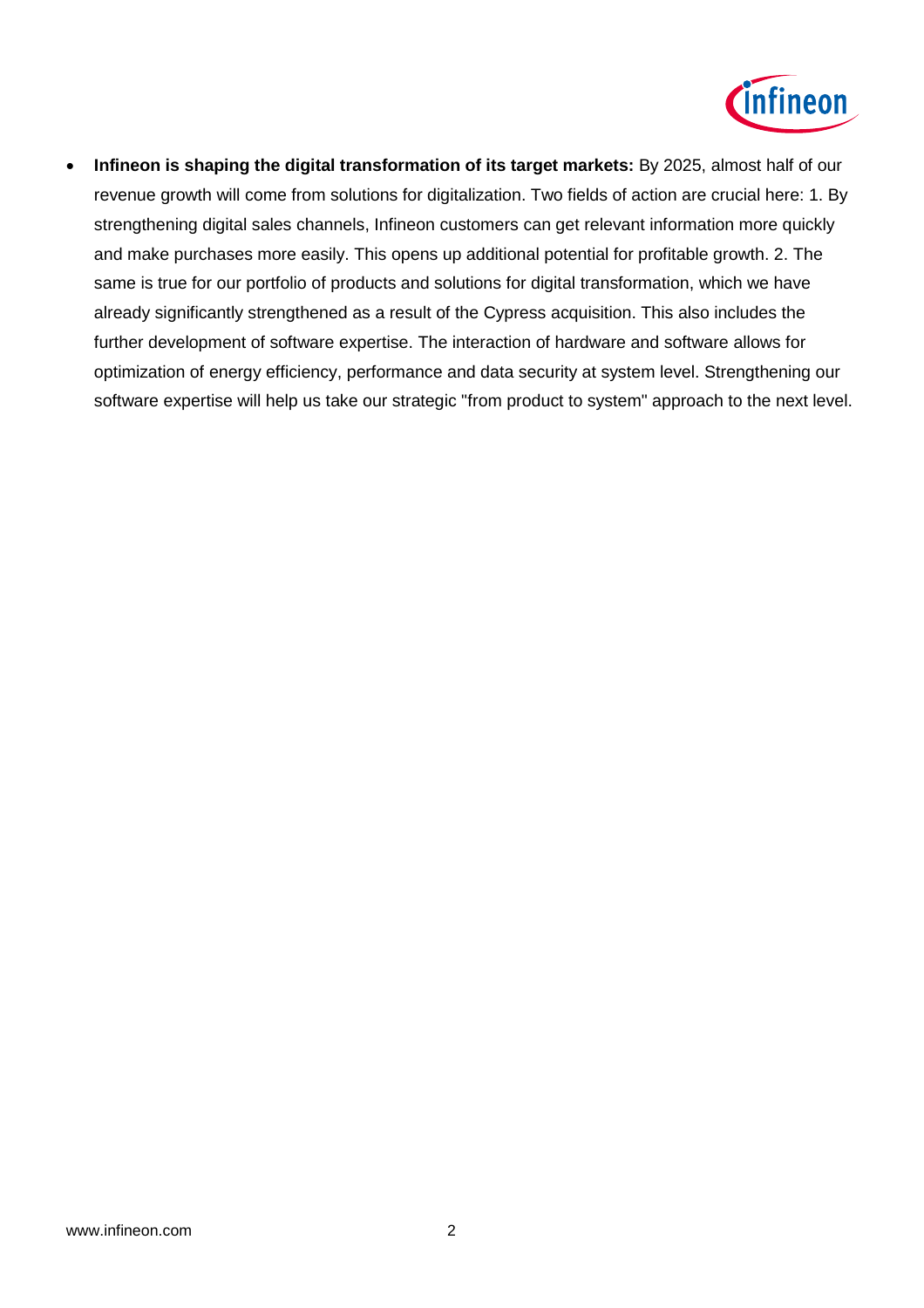- **Infineon is shaping the digital transformation of its target markets:** By 2025, almost half of our revenue growth will come from solutions for digitalization. Two fields of action are crucial here: 1. By strengthening digital sales channels, Infineon customers can get relevant information more quickly and make purchases more easily. This opens up additional potential for profitable growth. 2. The same is true for our portfolio of products and solutions for digital transformation, which we have already significantly strengthened as a result of the Cypress acquisition. This also includes the further development of software expertise. The interaction of hardware and software allows for optimization of energy efficiency, performance and data security at system level. Strengthening our software expertise will help us take our strategic "from product to system" approach to the next level.